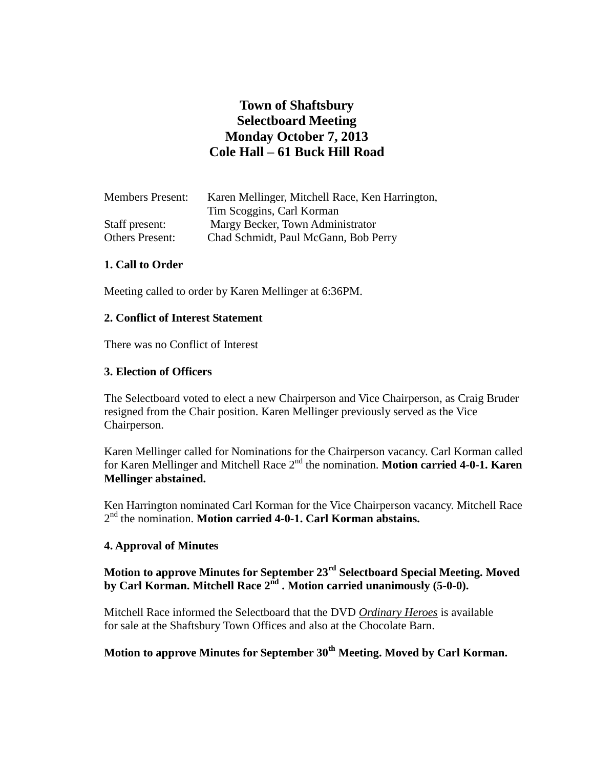# Town of Shaftsbury
# Selectboard Meeting
# Monday October 7, 2013
# Cole Hall – 61 Buck Hill Road

| | |
|---|---|
| Members Present: | Karen Mellinger, Mitchell Race, Ken Harrington, Tim Scoggins, Carl Korman |
| Staff present: | Margy Becker, Town Administrator |
| Others Present: | Chad Schmidt, Paul McGann, Bob Perry |

**1. Call to Order**

Meeting called to order by Karen Mellinger at 6:36PM.

**2. Conflict of Interest Statement**

There was no Conflict of Interest

**3. Election of Officers**

The Selectboard voted to elect a new Chairperson and Vice Chairperson, as Craig Bruder resigned from the Chair position. Karen Mellinger previously served as the Vice Chairperson.

Karen Mellinger called for Nominations for the Chairperson vacancy. Carl Korman called for Karen Mellinger and Mitchell Race 2nd the nomination. **Motion carried 4-0-1. Karen Mellinger abstained.**

Ken Harrington nominated Carl Korman for the Vice Chairperson vacancy. Mitchell Race 2nd the nomination. **Motion carried 4-0-1. Carl Korman abstains.**

**4. Approval of Minutes**

**Motion to approve Minutes for September 23rd Selectboard Special Meeting. Moved by Carl Korman. Mitchell Race 2nd . Motion carried unanimously (5-0-0).**

Mitchell Race informed the Selectboard that the DVD ***Ordinary Heroes*** is available for sale at the Shaftsbury Town Offices and also at the Chocolate Barn.

**Motion to approve Minutes for September 30th Meeting. Moved by Carl Korman.**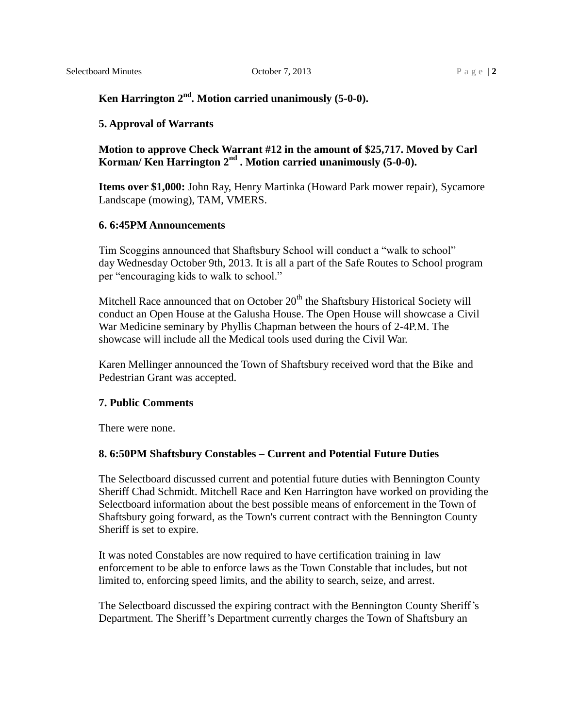**Ken Harrington 2nd. Motion carried unanimously (5-0-0).**

**5. Approval of Warrants**

**Motion to approve Check Warrant #12 in the amount of $25,717. Moved by Carl Korman/ Ken Harrington 2nd . Motion carried unanimously (5-0-0).**

**Items over $1,000:** John Ray, Henry Martinka (Howard Park mower repair), Sycamore Landscape (mowing), TAM, VMERS.

**6. 6:45PM Announcements**

Tim Scoggins announced that Shaftsbury School will conduct a "walk to school" day Wednesday October 9th, 2013. It is all a part of the Safe Routes to School program per "encouraging kids to walk to school."

Mitchell Race announced that on October 20th the Shaftsbury Historical Society will conduct an Open House at the Galusha House. The Open House will showcase a Civil War Medicine seminary by Phyllis Chapman between the hours of 2-4P.M. The showcase will include all the Medical tools used during the Civil War.

Karen Mellinger announced the Town of Shaftsbury received word that the Bike and Pedestrian Grant was accepted.

**7. Public Comments**

There were none.

**8. 6:50PM Shaftsbury Constables – Current and Potential Future Duties**

The Selectboard discussed current and potential future duties with Bennington County Sheriff Chad Schmidt. Mitchell Race and Ken Harrington have worked on providing the Selectboard information about the best possible means of enforcement in the Town of Shaftsbury going forward, as the Town's current contract with the Bennington County Sheriff is set to expire.

It was noted Constables are now required to have certification training in law enforcement to be able to enforce laws as the Town Constable that includes, but not limited to, enforcing speed limits, and the ability to search, seize, and arrest.

The Selectboard discussed the expiring contract with the Bennington County Sheriff's Department. The Sheriff's Department currently charges the Town of Shaftsbury an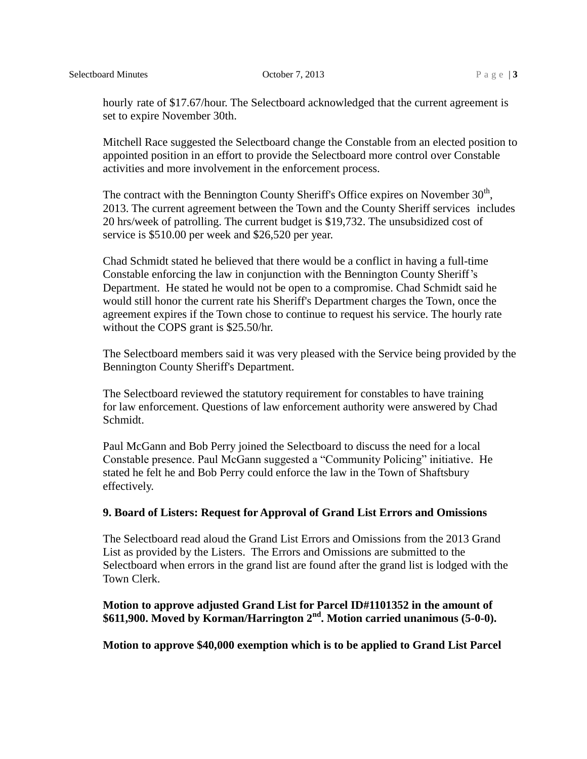hourly rate of $17.67/hour. The Selectboard acknowledged that the current agreement is set to expire November 30th.

Mitchell Race suggested the Selectboard change the Constable from an elected position to appointed position in an effort to provide the Selectboard more control over Constable activities and more involvement in the enforcement process.

The contract with the Bennington County Sheriff's Office expires on November 30th, 2013. The current agreement between the Town and the County Sheriff services includes 20 hrs/week of patrolling. The current budget is $19,732. The unsubsidized cost of service is $510.00 per week and $26,520 per year.

Chad Schmidt stated he believed that there would be a conflict in having a full-time Constable enforcing the law in conjunction with the Bennington County Sheriff's Department. He stated he would not be open to a compromise. Chad Schmidt said he would still honor the current rate his Sheriff's Department charges the Town, once the agreement expires if the Town chose to continue to request his service. The hourly rate without the COPS grant is $25.50/hr.

The Selectboard members said it was very pleased with the Service being provided by the Bennington County Sheriff's Department.

The Selectboard reviewed the statutory requirement for constables to have training for law enforcement. Questions of law enforcement authority were answered by Chad Schmidt.

Paul McGann and Bob Perry joined the Selectboard to discuss the need for a local Constable presence. Paul McGann suggested a "Community Policing" initiative. He stated he felt he and Bob Perry could enforce the law in the Town of Shaftsbury effectively.

**9. Board of Listers: Request for Approval of Grand List Errors and Omissions**

The Selectboard read aloud the Grand List Errors and Omissions from the 2013 Grand List as provided by the Listers. The Errors and Omissions are submitted to the Selectboard when errors in the grand list are found after the grand list is lodged with the Town Clerk.

**Motion to approve adjusted Grand List for Parcel ID#1101352 in the amount of $611,900. Moved by Korman/Harrington 2nd. Motion carried unanimous (5-0-0).**

**Motion to approve $40,000 exemption which is to be applied to Grand List Parcel**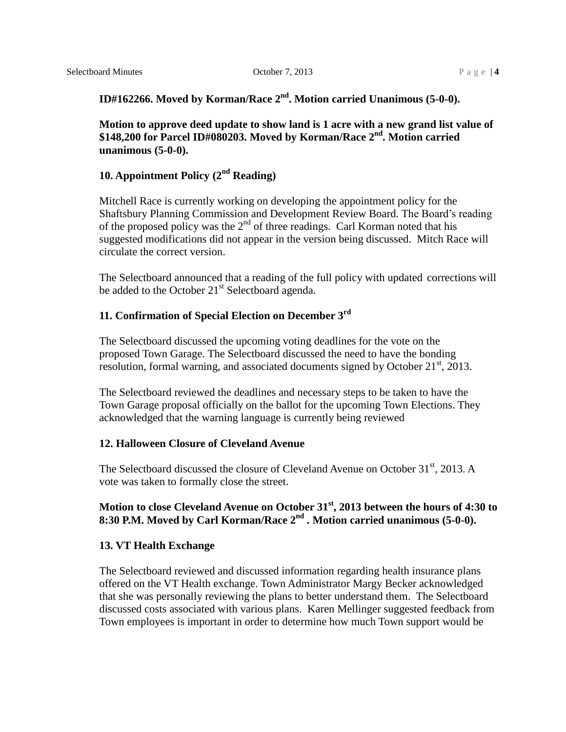**ID#162266. Moved by Korman/Race 2nd. Motion carried Unanimous (5-0-0).**

**Motion to approve deed update to show land is 1 acre with a new grand list value of $148,200 for Parcel ID#080203. Moved by Korman/Race 2nd. Motion carried unanimous (5-0-0).**

**10. Appointment Policy (2nd Reading)**

Mitchell Race is currently working on developing the appointment policy for the Shaftsbury Planning Commission and Development Review Board. The Board's reading of the proposed policy was the 2nd of three readings. Carl Korman noted that his suggested modifications did not appear in the version being discussed. Mitch Race will circulate the correct version.

The Selectboard announced that a reading of the full policy with updated corrections will be added to the October 21st Selectboard agenda.

**11. Confirmation of Special Election on December 3rd**

The Selectboard discussed the upcoming voting deadlines for the vote on the proposed Town Garage. The Selectboard discussed the need to have the bonding resolution, formal warning, and associated documents signed by October 21st, 2013.

The Selectboard reviewed the deadlines and necessary steps to be taken to have the Town Garage proposal officially on the ballot for the upcoming Town Elections. They acknowledged that the warning language is currently being reviewed

**12. Halloween Closure of Cleveland Avenue**

The Selectboard discussed the closure of Cleveland Avenue on October 31st, 2013. A vote was taken to formally close the street.

**Motion to close Cleveland Avenue on October 31st, 2013 between the hours of 4:30 to 8:30 P.M. Moved by Carl Korman/Race 2nd . Motion carried unanimous (5-0-0).**

**13. VT Health Exchange**

The Selectboard reviewed and discussed information regarding health insurance plans offered on the VT Health exchange. Town Administrator Margy Becker acknowledged that she was personally reviewing the plans to better understand them. The Selectboard discussed costs associated with various plans. Karen Mellinger suggested feedback from Town employees is important in order to determine how much Town support would be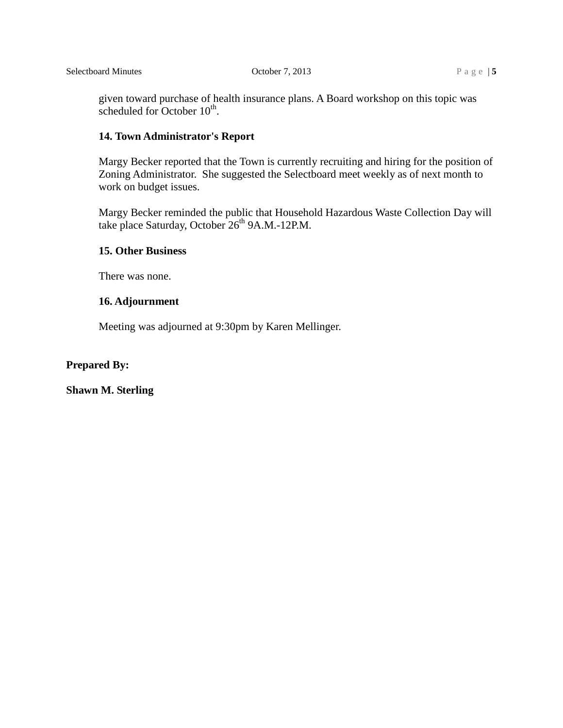given toward purchase of health insurance plans. A Board workshop on this topic was scheduled for October 10th.

**14. Town Administrator's Report**

Margy Becker reported that the Town is currently recruiting and hiring for the position of Zoning Administrator. She suggested the Selectboard meet weekly as of next month to work on budget issues.

Margy Becker reminded the public that Household Hazardous Waste Collection Day will take place Saturday, October 26th 9A.M.-12P.M.

**15. Other Business**

There was none.

**16. Adjournment**

Meeting was adjourned at 9:30pm by Karen Mellinger.

**Prepared By:**

**Shawn M. Sterling**